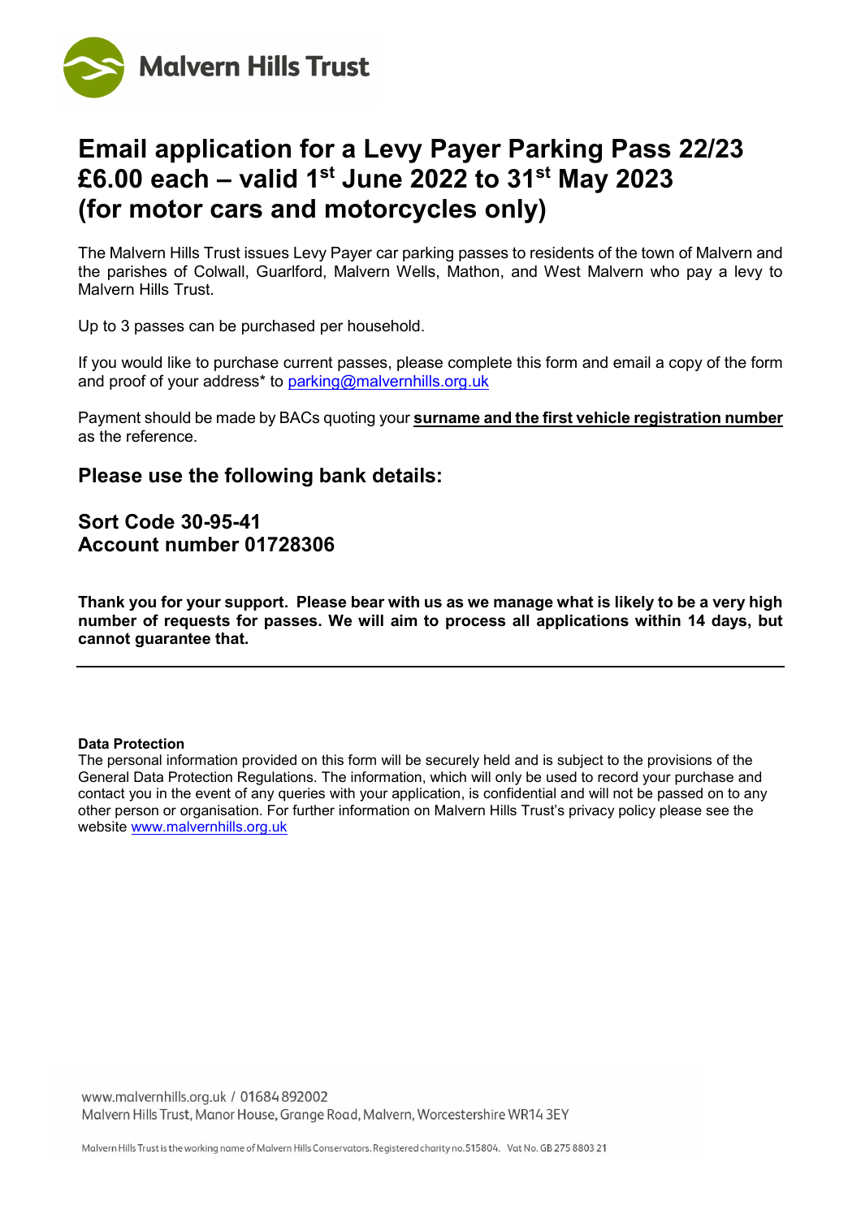Malvern Hills Trust

# Email application for a Levy Payer Parking Pass 22/23 £6.00 each – valid 1st June 2022 to 31st May 2023 (for motor cars and motorcycles only)

The Malvern Hills Trust issues Levy Payer car parking passes to residents of the town of Malvern and the parishes of Colwall, Guarlford, Malvern Wells, Mathon, and West Malvern who pay a levy to Malvern Hills Trust.

Up to 3 passes can be purchased per household.

If you would like to purchase current passes, please complete this form and email a copy of the form and proof of your address* to parking@malvernhills.org.uk

Payment should be made by BACs quoting your **surname and the first vehicle registration number** as the reference.

## Please use the following bank details:

## Sort Code 30-95-41
## Account number 01728306

**Thank you for your support. Please bear with us as we manage what is likely to be a very high number of requests for passes. We will aim to process all applications within 14 days, but cannot guarantee that.**

---

**Data Protection**

The personal information provided on this form will be securely held and is subject to the provisions of the General Data Protection Regulations. The information, which will only be used to record your purchase and contact you in the event of any queries with your application, is confidential and will not be passed on to any other person or organisation. For further information on Malvern Hills Trust's privacy policy please see the website www.malvernhills.org.uk

www.malvernhills.org.uk / 01684 892002
Malvern Hills Trust, Manor House, Grange Road, Malvern, Worcestershire WR14 3EY

Malvern Hills Trust is the working name of Malvern Hills Conservators. Registered charity no.515804. Vat No. GB 275 8803 21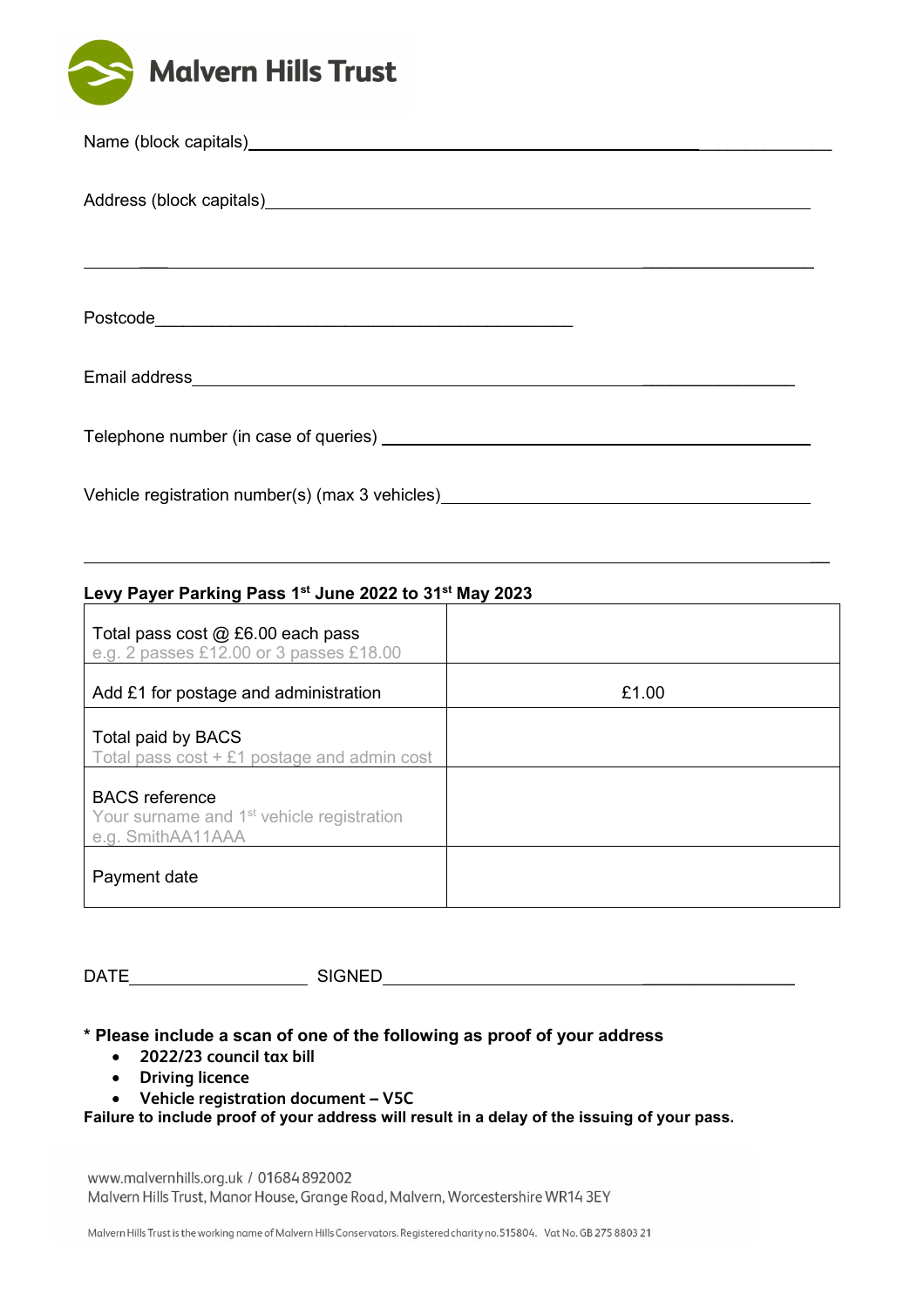# Malvern Hills Trust

Name (block capitals)_______________________________________________

Address (block capitals)_______________________________________________

_______________________________________________________________

Postcode_______________________________________

Email address_______________________________________________

Telephone number (in case of queries) _______________________________________

Vehicle registration number(s) (max 3 vehicles)_______________________________

_______________________________________________________________

**Levy Payer Parking Pass 1st June 2022 to 31st May 2023**

| | |
|---|---|
| Total pass cost @ £6.00 each pass<br>e.g. 2 passes £12.00 or 3 passes £18.00 | |
| Add £1 for postage and administration | £1.00 |
| Total paid by BACS<br>Total pass cost + £1 postage and admin cost | |
| BACS reference<br>Your surname and 1st vehicle registration<br>e.g. SmithAA11AAA | |
| Payment date | |

DATE___________________ SIGNED_______________________________

**\* Please include a scan of one of the following as proof of your address**

- **2022/23 council tax bill**
- **Driving licence**
- **Vehicle registration document – V5C**

**Failure to include proof of your address will result in a delay of the issuing of your pass.**

www.malvernhills.org.uk / 01684 892002
Malvern Hills Trust, Manor House, Grange Road, Malvern, Worcestershire WR14 3EY

Malvern Hills Trust is the working name of Malvern Hills Conservators. Registered charity no.515804. Vat No. GB 275 8803 21